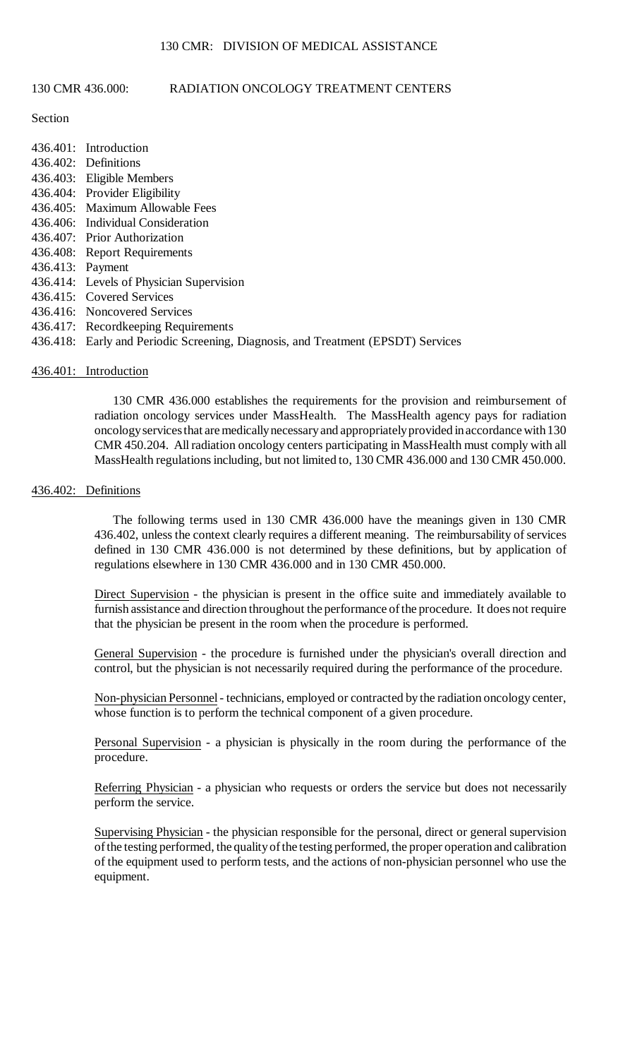130 CMR: DIVISION OF MEDICAL ASSISTANCE

# 130 CMR 436.000: RADIATION ONCOLOGY TREATMENT CENTERS

Section

- 436.401: Introduction
- 436.402: Definitions
- 436.403: Eligible Members
- 436.404: Provider Eligibility
- 436.405: Maximum Allowable Fees
- 436.406: Individual Consideration
- 436.407: Prior Authorization
- 436.408: Report Requirements
- 436.413: Payment
- 436.414: Levels of Physician Supervision
- 436.415: Covered Services
- 436.416: Noncovered Services
- 436.417: Recordkeeping Requirements
- 436.418: Early and Periodic Screening, Diagnosis, and Treatment (EPSDT) Services

## 436.401: Introduction

130 CMR 436.000 establishes the requirements for the provision and reimbursement of radiation oncology services under MassHealth. The MassHealth agency pays for radiation oncology services that are medically necessary and appropriately provided in accordance with 130 CMR 450.204. All radiation oncology centers participating in MassHealth must comply with all MassHealth regulations including, but not limited to, 130 CMR 436.000 and 130 CMR 450.000.

## 436.402: Definitions

The following terms used in 130 CMR 436.000 have the meanings given in 130 CMR 436.402, unless the context clearly requires a different meaning. The reimbursability of services defined in 130 CMR 436.000 is not determined by these definitions, but by application of regulations elsewhere in 130 CMR 436.000 and in 130 CMR 450.000.

Direct Supervision - the physician is present in the office suite and immediately available to furnish assistance and direction throughout the performance of the procedure. It does not require that the physician be present in the room when the procedure is performed.

General Supervision - the procedure is furnished under the physician's overall direction and control, but the physician is not necessarily required during the performance of the procedure.

Non-physician Personnel - technicians, employed or contracted by the radiation oncology center, whose function is to perform the technical component of a given procedure.

Personal Supervision - a physician is physically in the room during the performance of the procedure.

Referring Physician - a physician who requests or orders the service but does not necessarily perform the service.

Supervising Physician - the physician responsible for the personal, direct or general supervision of the testing performed, the quality of the testing performed, the proper operation and calibration of the equipment used to perform tests, and the actions of non-physician personnel who use the equipment.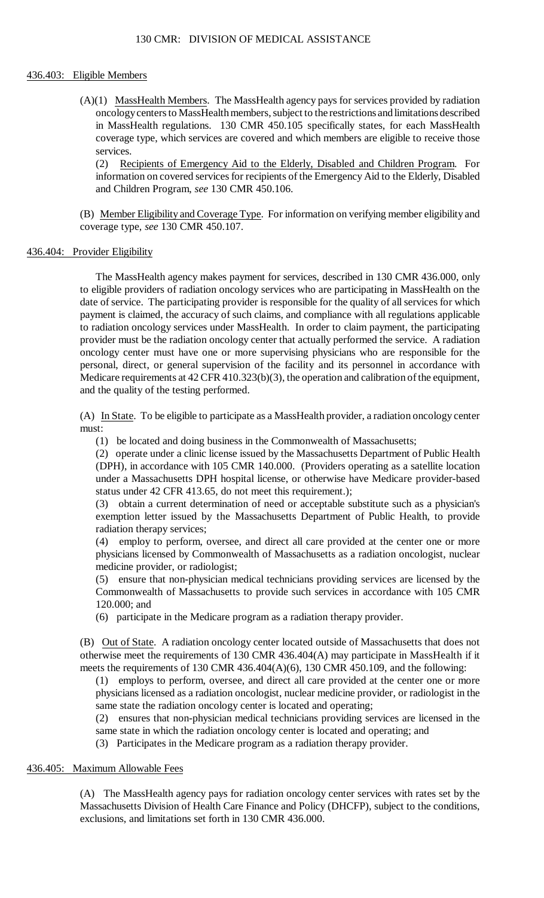## 436.403: Eligible Members

(A)(1) MassHealth Members. The MassHealth agency pays for services provided by radiation oncology centers to MassHealth members, subject to the restrictions and limitations described in MassHealth regulations. 130 CMR 450.105 specifically states, for each MassHealth coverage type, which services are covered and which members are eligible to receive those services.

(2) Recipients of Emergency Aid to the Elderly, Disabled and Children Program. For information on covered services for recipients of the Emergency Aid to the Elderly, Disabled and Children Program, *see* 130 CMR 450.106.

(B) Member Eligibility and Coverage Type. For information on verifying member eligibility and coverage type, *see* 130 CMR 450.107.

## 436.404: Provider Eligibility

The MassHealth agency makes payment for services, described in 130 CMR 436.000, only to eligible providers of radiation oncology services who are participating in MassHealth on the date of service. The participating provider is responsible for the quality of all services for which payment is claimed, the accuracy of such claims, and compliance with all regulations applicable to radiation oncology services under MassHealth. In order to claim payment, the participating provider must be the radiation oncology center that actually performed the service. A radiation oncology center must have one or more supervising physicians who are responsible for the personal, direct, or general supervision of the facility and its personnel in accordance with Medicare requirements at 42 CFR 410.323(b)(3), the operation and calibration of the equipment, and the quality of the testing performed.

(A) In State. To be eligible to participate as a MassHealth provider, a radiation oncology center must:

(1) be located and doing business in the Commonwealth of Massachusetts;

(2) operate under a clinic license issued by the Massachusetts Department of Public Health (DPH), in accordance with 105 CMR 140.000. (Providers operating as a satellite location under a Massachusetts DPH hospital license, or otherwise have Medicare provider-based status under 42 CFR 413.65, do not meet this requirement.);

(3) obtain a current determination of need or acceptable substitute such as a physician's exemption letter issued by the Massachusetts Department of Public Health, to provide radiation therapy services;

(4) employ to perform, oversee, and direct all care provided at the center one or more physicians licensed by Commonwealth of Massachusetts as a radiation oncologist, nuclear medicine provider, or radiologist;

(5) ensure that non-physician medical technicians providing services are licensed by the Commonwealth of Massachusetts to provide such services in accordance with 105 CMR 120.000; and

(6) participate in the Medicare program as a radiation therapy provider.

(B) Out of State. A radiation oncology center located outside of Massachusetts that does not otherwise meet the requirements of 130 CMR 436.404(A) may participate in MassHealth if it meets the requirements of 130 CMR 436.404(A)(6), 130 CMR 450.109, and the following:

(1) employs to perform, oversee, and direct all care provided at the center one or more physicians licensed as a radiation oncologist, nuclear medicine provider, or radiologist in the same state the radiation oncology center is located and operating;

(2) ensures that non-physician medical technicians providing services are licensed in the same state in which the radiation oncology center is located and operating; and

(3) Participates in the Medicare program as a radiation therapy provider.

## 436.405: Maximum Allowable Fees

(A) The MassHealth agency pays for radiation oncology center services with rates set by the Massachusetts Division of Health Care Finance and Policy (DHCFP), subject to the conditions, exclusions, and limitations set forth in 130 CMR 436.000.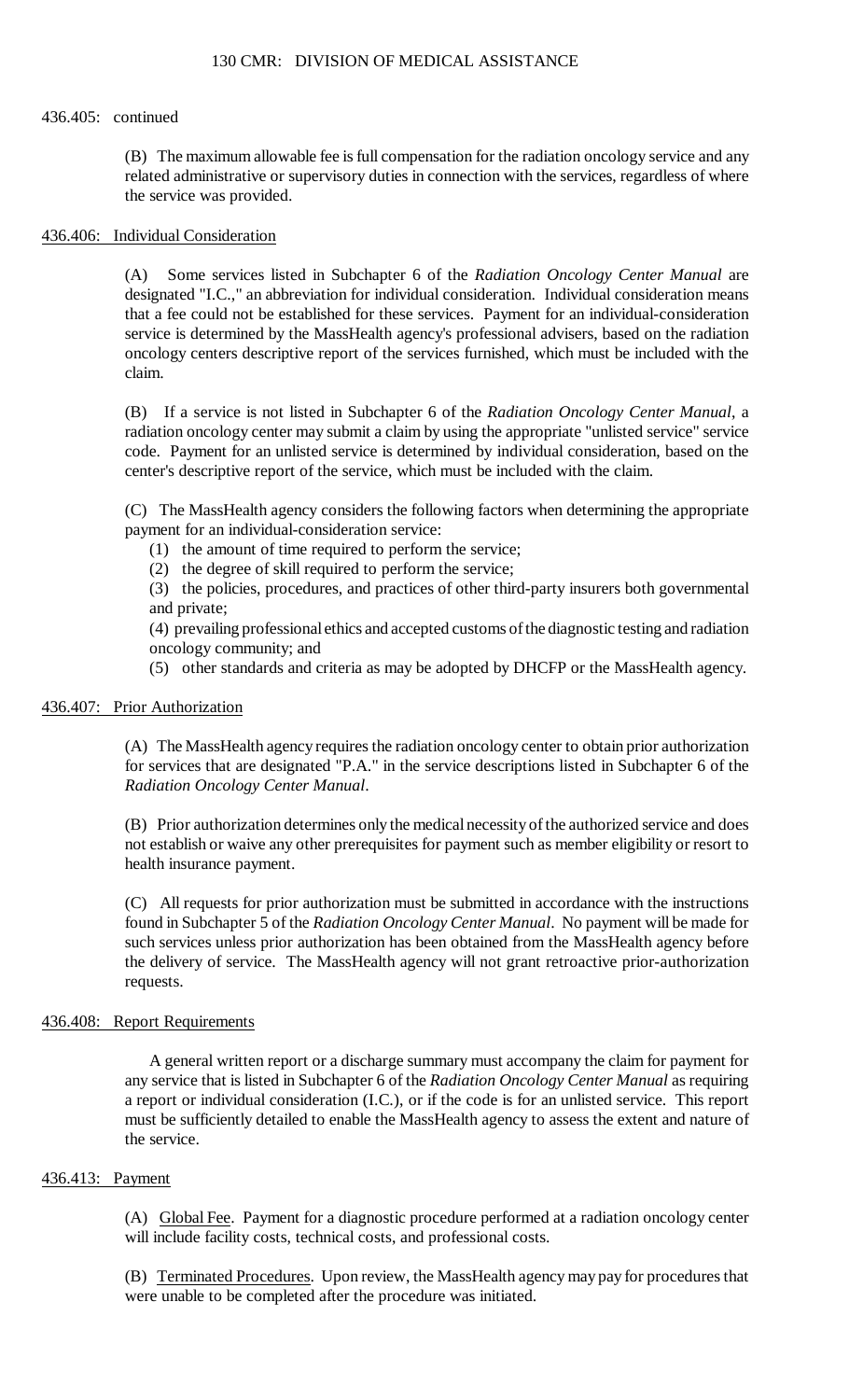436.405: continued

(B) The maximum allowable fee is full compensation for the radiation oncology service and any related administrative or supervisory duties in connection with the services, regardless of where the service was provided.

## 436.406: Individual Consideration

(A) Some services listed in Subchapter 6 of the *Radiation Oncology Center Manual* are designated "I.C.," an abbreviation for individual consideration. Individual consideration means that a fee could not be established for these services. Payment for an individual-consideration service is determined by the MassHealth agency's professional advisers, based on the radiation oncology centers descriptive report of the services furnished, which must be included with the claim.

(B) If a service is not listed in Subchapter 6 of the *Radiation Oncology Center Manual*, a radiation oncology center may submit a claim by using the appropriate "unlisted service" service code. Payment for an unlisted service is determined by individual consideration, based on the center's descriptive report of the service, which must be included with the claim.

(C) The MassHealth agency considers the following factors when determining the appropriate payment for an individual-consideration service:

(1) the amount of time required to perform the service;

(2) the degree of skill required to perform the service;

(3) the policies, procedures, and practices of other third-party insurers both governmental and private;

(4) prevailing professional ethics and accepted customs of the diagnostic testing and radiation oncology community; and

(5) other standards and criteria as may be adopted by DHCFP or the MassHealth agency.

## 436.407: Prior Authorization

(A) The MassHealth agency requires the radiation oncology center to obtain prior authorization for services that are designated "P.A." in the service descriptions listed in Subchapter 6 of the *Radiation Oncology Center Manual*.

(B) Prior authorization determines only the medical necessity of the authorized service and does not establish or waive any other prerequisites for payment such as member eligibility or resort to health insurance payment.

(C) All requests for prior authorization must be submitted in accordance with the instructions found in Subchapter 5 of the *Radiation Oncology Center Manual*. No payment will be made for such services unless prior authorization has been obtained from the MassHealth agency before the delivery of service. The MassHealth agency will not grant retroactive prior-authorization requests.

## 436.408: Report Requirements

A general written report or a discharge summary must accompany the claim for payment for any service that is listed in Subchapter 6 of the *Radiation Oncology Center Manual* as requiring a report or individual consideration (I.C.), or if the code is for an unlisted service. This report must be sufficiently detailed to enable the MassHealth agency to assess the extent and nature of the service.

## 436.413: Payment

(A) Global Fee. Payment for a diagnostic procedure performed at a radiation oncology center will include facility costs, technical costs, and professional costs.

(B) Terminated Procedures. Upon review, the MassHealth agency may pay for procedures that were unable to be completed after the procedure was initiated.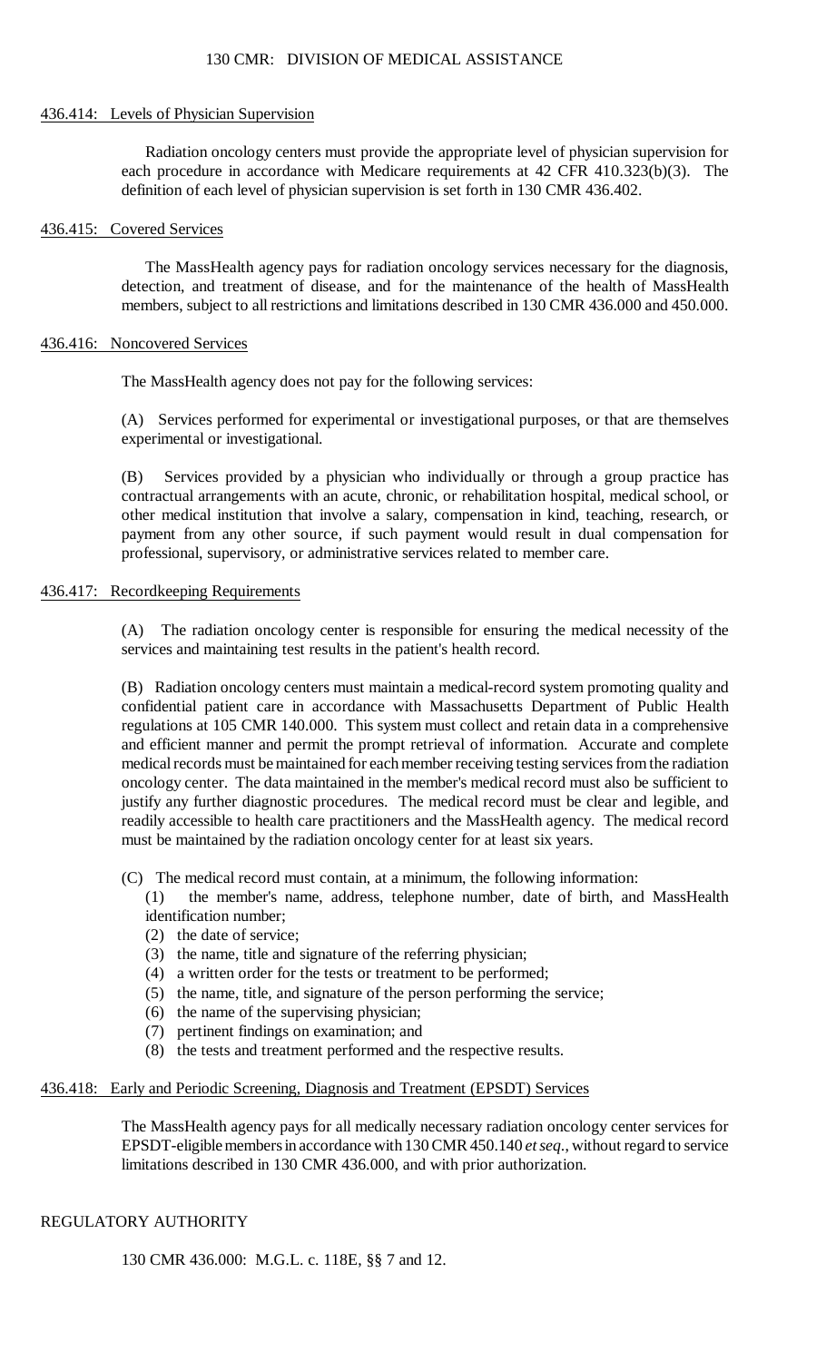### 436.414: Levels of Physician Supervision

Radiation oncology centers must provide the appropriate level of physician supervision for each procedure in accordance with Medicare requirements at 42 CFR 410.323(b)(3). The definition of each level of physician supervision is set forth in 130 CMR 436.402.

### 436.415: Covered Services

The MassHealth agency pays for radiation oncology services necessary for the diagnosis, detection, and treatment of disease, and for the maintenance of the health of MassHealth members, subject to all restrictions and limitations described in 130 CMR 436.000 and 450.000.

### 436.416: Noncovered Services

The MassHealth agency does not pay for the following services:

(A) Services performed for experimental or investigational purposes, or that are themselves experimental or investigational.

(B) Services provided by a physician who individually or through a group practice has contractual arrangements with an acute, chronic, or rehabilitation hospital, medical school, or other medical institution that involve a salary, compensation in kind, teaching, research, or payment from any other source, if such payment would result in dual compensation for professional, supervisory, or administrative services related to member care.

### 436.417: Recordkeeping Requirements

(A) The radiation oncology center is responsible for ensuring the medical necessity of the services and maintaining test results in the patient's health record.

(B) Radiation oncology centers must maintain a medical-record system promoting quality and confidential patient care in accordance with Massachusetts Department of Public Health regulations at 105 CMR 140.000. This system must collect and retain data in a comprehensive and efficient manner and permit the prompt retrieval of information. Accurate and complete medical records must be maintained for each member receiving testing services from the radiation oncology center. The data maintained in the member's medical record must also be sufficient to justify any further diagnostic procedures. The medical record must be clear and legible, and readily accessible to health care practitioners and the MassHealth agency. The medical record must be maintained by the radiation oncology center for at least six years.

(C) The medical record must contain, at a minimum, the following information:

(1) the member's name, address, telephone number, date of birth, and MassHealth identification number;
(2) the date of service;
(3) the name, title and signature of the referring physician;
(4) a written order for the tests or treatment to be performed;
(5) the name, title, and signature of the person performing the service;
(6) the name of the supervising physician;
(7) pertinent findings on examination; and
(8) the tests and treatment performed and the respective results.

### 436.418: Early and Periodic Screening, Diagnosis and Treatment (EPSDT) Services

The MassHealth agency pays for all medically necessary radiation oncology center services for EPSDT-eligible members in accordance with 130 CMR 450.140 *et seq*., without regard to service limitations described in 130 CMR 436.000, and with prior authorization.

## REGULATORY AUTHORITY

130 CMR 436.000: M.G.L. c. 118E, §§ 7 and 12.